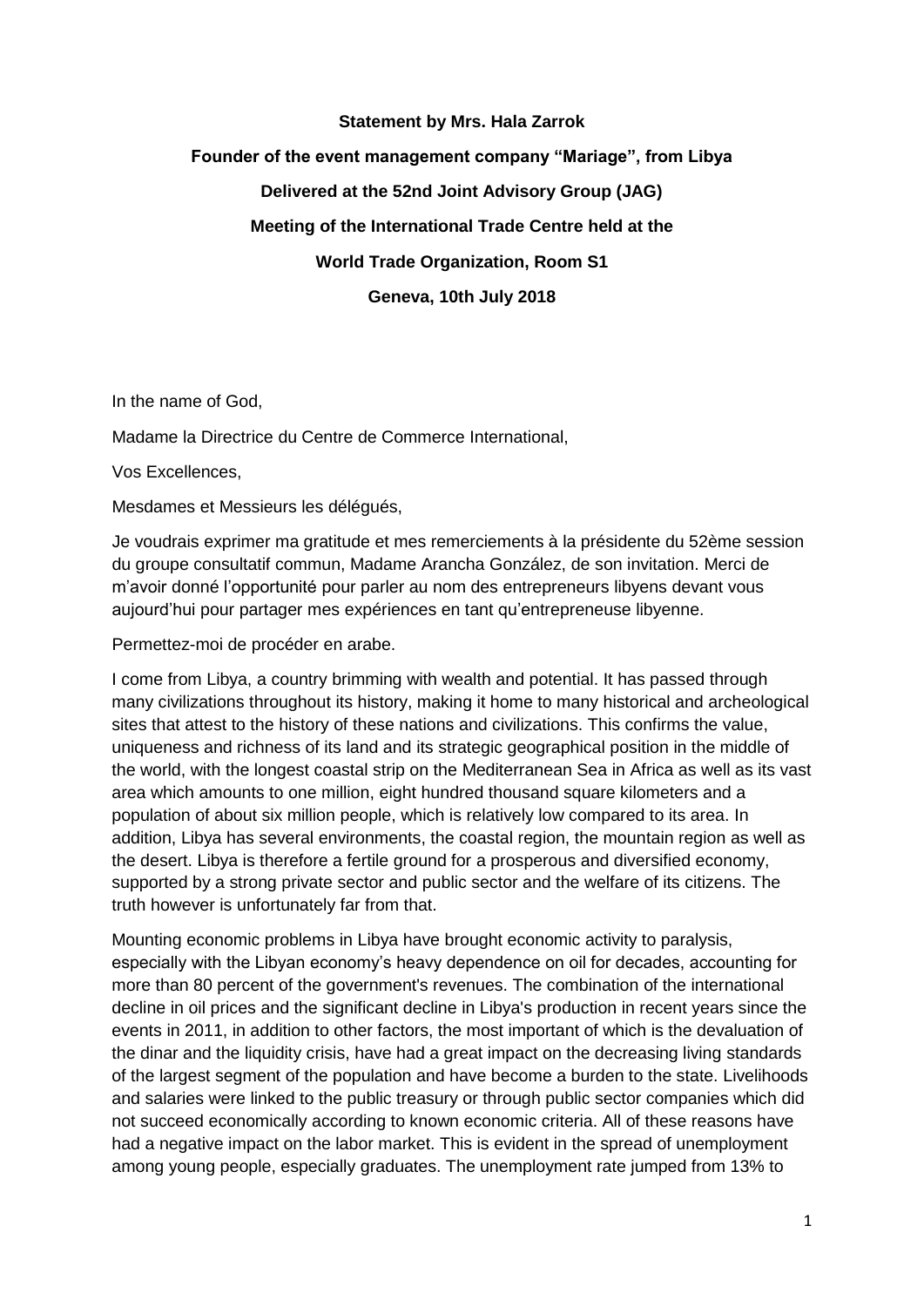**Statement by Mrs. Hala Zarrok**

**Founder of the event management company "Mariage", from Libya**

**Delivered at the 52nd Joint Advisory Group (JAG)**

**Meeting of the International Trade Centre held at the**

**World Trade Organization, Room S1**

**Geneva, 10th July 2018**

In the name of God,

Madame la Directrice du Centre de Commerce International,

Vos Excellences,

Mesdames et Messieurs les délégués,

Je voudrais exprimer ma gratitude et mes remerciements à la présidente du 52ème session du groupe consultatif commun, Madame Arancha González, de son invitation. Merci de m'avoir donné l'opportunité pour parler au nom des entrepreneurs libyens devant vous aujourd'hui pour partager mes expériences en tant qu'entrepreneuse libyenne.

Permettez-moi de procéder en arabe.

I come from Libya, a country brimming with wealth and potential. It has passed through many civilizations throughout its history, making it home to many historical and archeological sites that attest to the history of these nations and civilizations. This confirms the value, uniqueness and richness of its land and its strategic geographical position in the middle of the world, with the longest coastal strip on the Mediterranean Sea in Africa as well as its vast area which amounts to one million, eight hundred thousand square kilometers and a population of about six million people, which is relatively low compared to its area. In addition, Libya has several environments, the coastal region, the mountain region as well as the desert. Libya is therefore a fertile ground for a prosperous and diversified economy, supported by a strong private sector and public sector and the welfare of its citizens. The truth however is unfortunately far from that.

Mounting economic problems in Libya have brought economic activity to paralysis, especially with the Libyan economy's heavy dependence on oil for decades, accounting for more than 80 percent of the government's revenues. The combination of the international decline in oil prices and the significant decline in Libya's production in recent years since the events in 2011, in addition to other factors, the most important of which is the devaluation of the dinar and the liquidity crisis, have had a great impact on the decreasing living standards of the largest segment of the population and have become a burden to the state. Livelihoods and salaries were linked to the public treasury or through public sector companies which did not succeed economically according to known economic criteria. All of these reasons have had a negative impact on the labor market. This is evident in the spread of unemployment among young people, especially graduates. The unemployment rate jumped from 13% to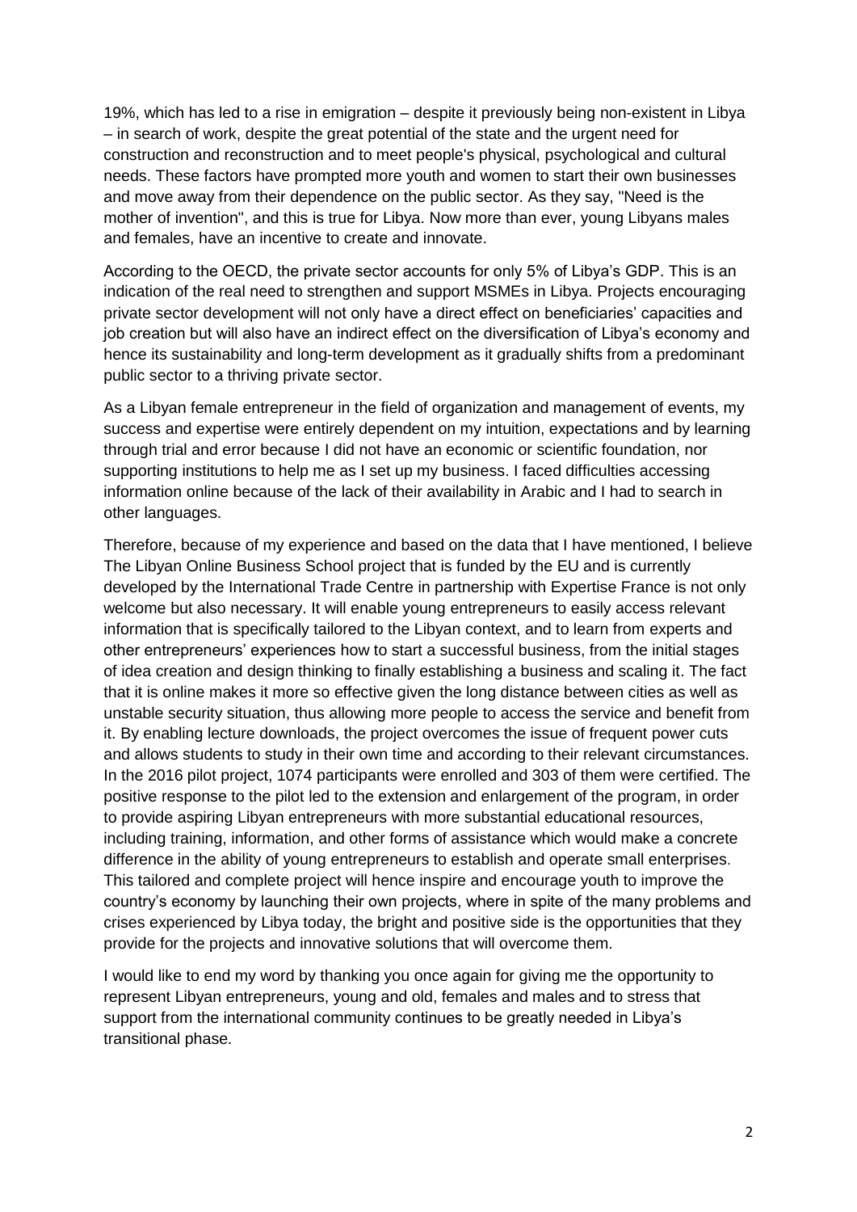19%, which has led to a rise in emigration – despite it previously being non-existent in Libya – in search of work, despite the great potential of the state and the urgent need for construction and reconstruction and to meet people's physical, psychological and cultural needs. These factors have prompted more youth and women to start their own businesses and move away from their dependence on the public sector. As they say, "Need is the mother of invention", and this is true for Libya. Now more than ever, young Libyans males and females, have an incentive to create and innovate.

According to the OECD, the private sector accounts for only 5% of Libya's GDP. This is an indication of the real need to strengthen and support MSMEs in Libya. Projects encouraging private sector development will not only have a direct effect on beneficiaries' capacities and job creation but will also have an indirect effect on the diversification of Libya's economy and hence its sustainability and long-term development as it gradually shifts from a predominant public sector to a thriving private sector.

As a Libyan female entrepreneur in the field of organization and management of events, my success and expertise were entirely dependent on my intuition, expectations and by learning through trial and error because I did not have an economic or scientific foundation, nor supporting institutions to help me as I set up my business. I faced difficulties accessing information online because of the lack of their availability in Arabic and I had to search in other languages.

Therefore, because of my experience and based on the data that I have mentioned, I believe The Libyan Online Business School project that is funded by the EU and is currently developed by the International Trade Centre in partnership with Expertise France is not only welcome but also necessary. It will enable young entrepreneurs to easily access relevant information that is specifically tailored to the Libyan context, and to learn from experts and other entrepreneurs' experiences how to start a successful business, from the initial stages of idea creation and design thinking to finally establishing a business and scaling it. The fact that it is online makes it more so effective given the long distance between cities as well as unstable security situation, thus allowing more people to access the service and benefit from it. By enabling lecture downloads, the project overcomes the issue of frequent power cuts and allows students to study in their own time and according to their relevant circumstances. In the 2016 pilot project, 1074 participants were enrolled and 303 of them were certified. The positive response to the pilot led to the extension and enlargement of the program, in order to provide aspiring Libyan entrepreneurs with more substantial educational resources, including training, information, and other forms of assistance which would make a concrete difference in the ability of young entrepreneurs to establish and operate small enterprises. This tailored and complete project will hence inspire and encourage youth to improve the country's economy by launching their own projects, where in spite of the many problems and crises experienced by Libya today, the bright and positive side is the opportunities that they provide for the projects and innovative solutions that will overcome them.

I would like to end my word by thanking you once again for giving me the opportunity to represent Libyan entrepreneurs, young and old, females and males and to stress that support from the international community continues to be greatly needed in Libya's transitional phase.